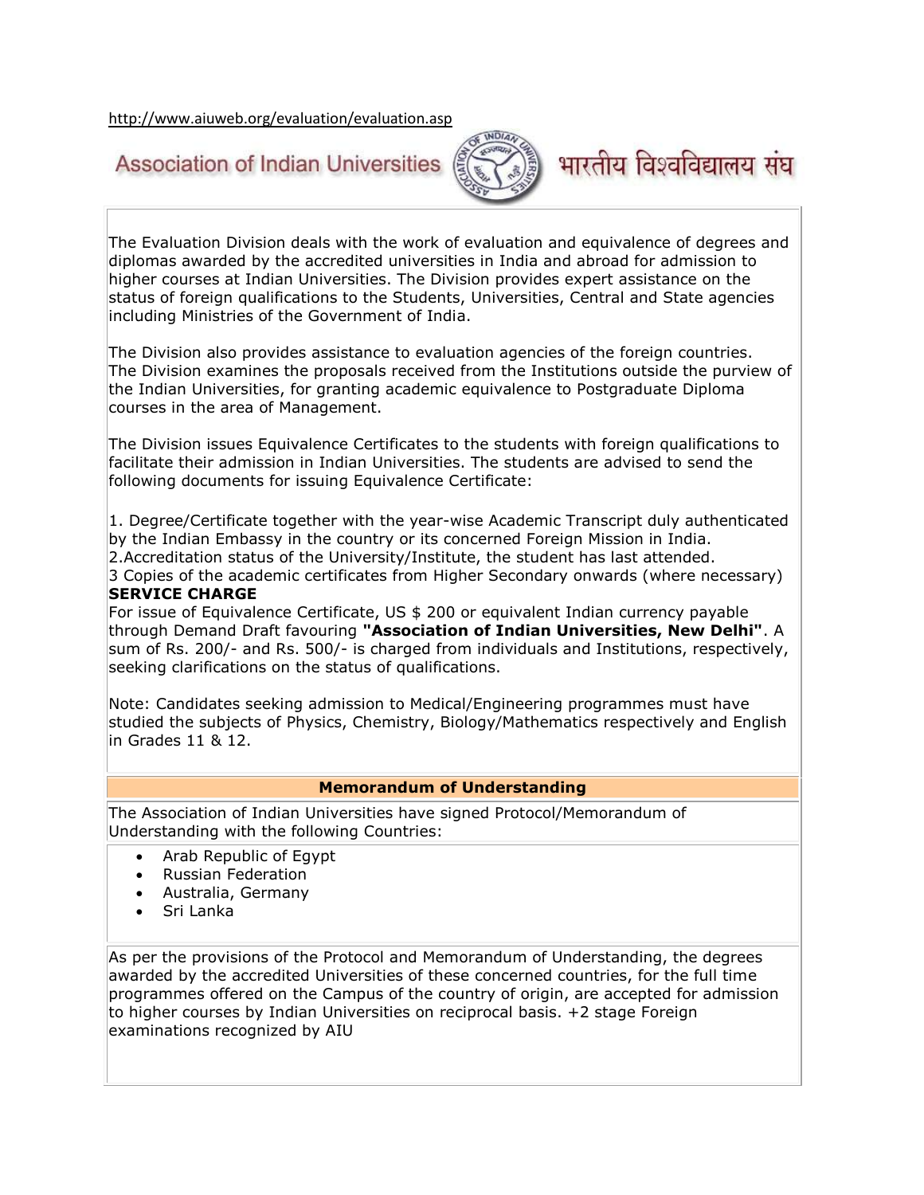http://www.aiuweb.org/evaluation/evaluation.asp

Association of Indian Universities भारतीय विश्वविद्यालय संघ

The Evaluation Division deals with the work of evaluation and equivalence of degrees and diplomas awarded by the accredited universities in India and abroad for admission to higher courses at Indian Universities. The Division provides expert assistance on the status of foreign qualifications to the Students, Universities, Central and State agencies including Ministries of the Government of India.

The Division also provides assistance to evaluation agencies of the foreign countries. The Division examines the proposals received from the Institutions outside the purview of the Indian Universities, for granting academic equivalence to Postgraduate Diploma courses in the area of Management.

The Division issues Equivalence Certificates to the students with foreign qualifications to facilitate their admission in Indian Universities. The students are advised to send the following documents for issuing Equivalence Certificate:

1. Degree/Certificate together with the year-wise Academic Transcript duly authenticated by the Indian Embassy in the country or its concerned Foreign Mission in India.
2.Accreditation status of the University/Institute, the student has last attended.
3 Copies of the academic certificates from Higher Secondary onwards (where necessary)

**SERVICE CHARGE**

For issue of Equivalence Certificate, US $ 200 or equivalent Indian currency payable through Demand Draft favouring **"Association of Indian Universities, New Delhi"**. A sum of Rs. 200/- and Rs. 500/- is charged from individuals and Institutions, respectively, seeking clarifications on the status of qualifications.

Note: Candidates seeking admission to Medical/Engineering programmes must have studied the subjects of Physics, Chemistry, Biology/Mathematics respectively and English in Grades 11 & 12.

## Memorandum of Understanding

The Association of Indian Universities have signed Protocol/Memorandum of Understanding with the following Countries:

- Arab Republic of Egypt
- Russian Federation
- Australia, Germany
- Sri Lanka

As per the provisions of the Protocol and Memorandum of Understanding, the degrees awarded by the accredited Universities of these concerned countries, for the full time programmes offered on the Campus of the country of origin, are accepted for admission to higher courses by Indian Universities on reciprocal basis. +2 stage Foreign examinations recognized by AIU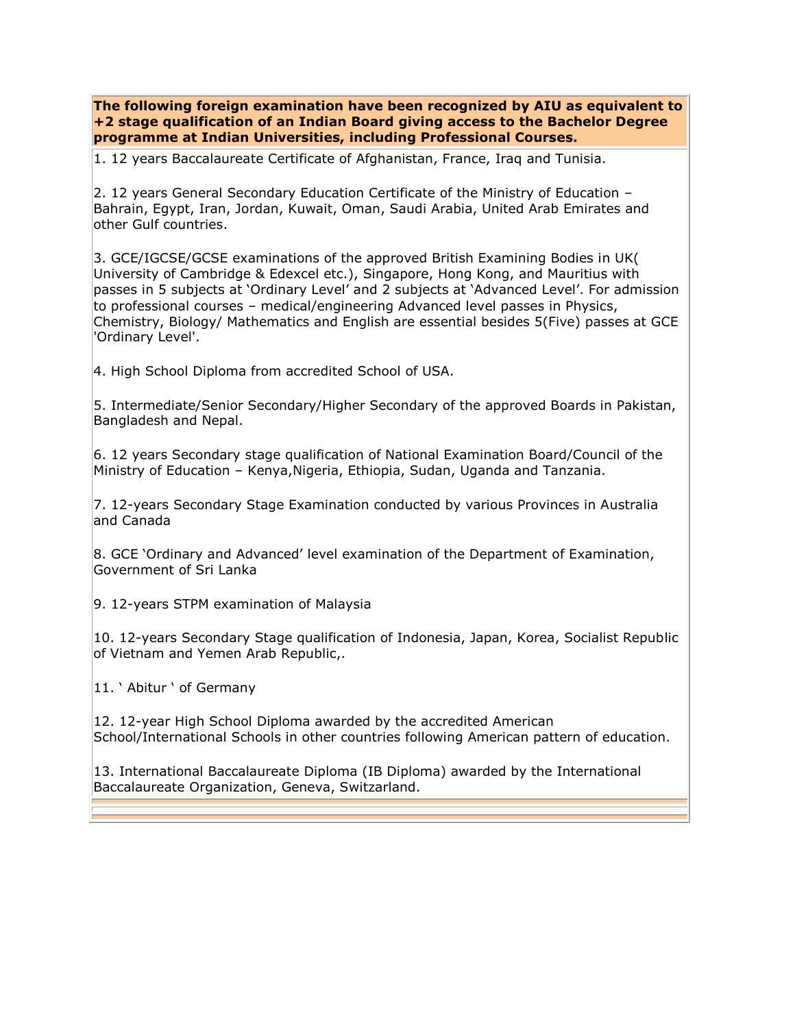**The following foreign examination have been recognized by AIU as equivalent to +2 stage qualification of an Indian Board giving access to the Bachelor Degree programme at Indian Universities, including Professional Courses.**

1. 12 years Baccalaureate Certificate of Afghanistan, France, Iraq and Tunisia.

2. 12 years General Secondary Education Certificate of the Ministry of Education – Bahrain, Egypt, Iran, Jordan, Kuwait, Oman, Saudi Arabia, United Arab Emirates and other Gulf countries.

3. GCE/IGCSE/GCSE examinations of the approved British Examining Bodies in UK( University of Cambridge & Edexcel etc.), Singapore, Hong Kong, and Mauritius with passes in 5 subjects at 'Ordinary Level' and 2 subjects at 'Advanced Level'. For admission to professional courses – medical/engineering Advanced level passes in Physics, Chemistry, Biology/ Mathematics and English are essential besides 5(Five) passes at GCE 'Ordinary Level'.

4. High School Diploma from accredited School of USA.

5. Intermediate/Senior Secondary/Higher Secondary of the approved Boards in Pakistan, Bangladesh and Nepal.

6. 12 years Secondary stage qualification of National Examination Board/Council of the Ministry of Education – Kenya,Nigeria, Ethiopia, Sudan, Uganda and Tanzania.

7. 12-years Secondary Stage Examination conducted by various Provinces in Australia and Canada

8. GCE 'Ordinary and Advanced' level examination of the Department of Examination, Government of Sri Lanka

9. 12-years STPM examination of Malaysia

10. 12-years Secondary Stage qualification of Indonesia, Japan, Korea, Socialist Republic of Vietnam and Yemen Arab Republic,.

11. ' Abitur ' of Germany

12. 12-year High School Diploma awarded by the accredited American School/International Schools in other countries following American pattern of education.

13. International Baccalaureate Diploma (IB Diploma) awarded by the International Baccalaureate Organization, Geneva, Switzarland.